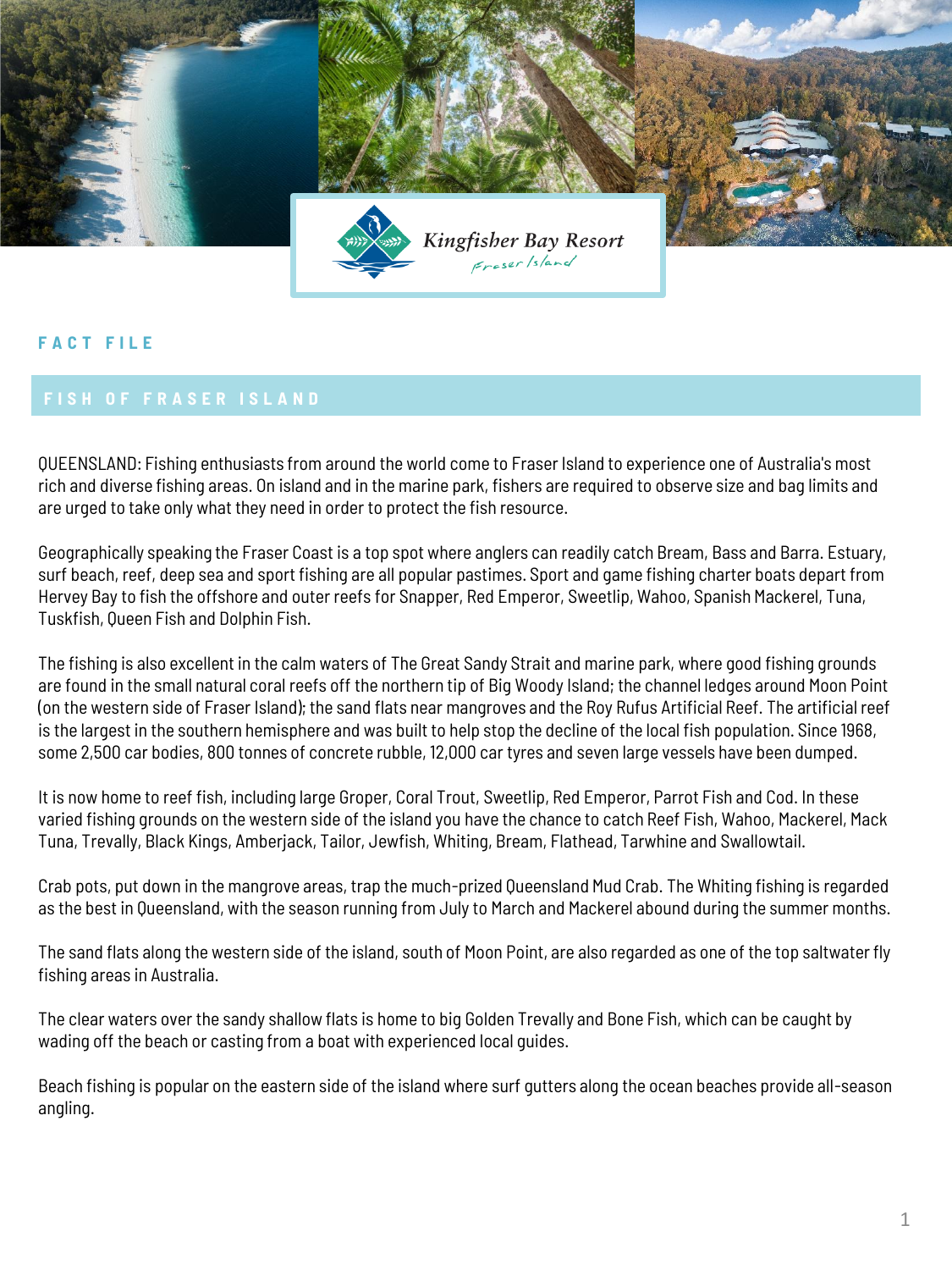Kingfisher Bay Resort
Fraser Island

FACT FILE

# FISH OF FRASER ISLAND

QUEENSLAND: Fishing enthusiasts from around the world come to Fraser Island to experience one of Australia's most rich and diverse fishing areas. On island and in the marine park, fishers are required to observe size and bag limits and are urged to take only what they need in order to protect the fish resource.

Geographically speaking the Fraser Coast is a top spot where anglers can readily catch Bream, Bass and Barra. Estuary, surf beach, reef, deep sea and sport fishing are all popular pastimes. Sport and game fishing charter boats depart from Hervey Bay to fish the offshore and outer reefs for Snapper, Red Emperor, Sweetlip, Wahoo, Spanish Mackerel, Tuna, Tuskfish, Queen Fish and Dolphin Fish.

The fishing is also excellent in the calm waters of The Great Sandy Strait and marine park, where good fishing grounds are found in the small natural coral reefs off the northern tip of Big Woody Island; the channel ledges around Moon Point (on the western side of Fraser Island); the sand flats near mangroves and the Roy Rufus Artificial Reef. The artificial reef is the largest in the southern hemisphere and was built to help stop the decline of the local fish population. Since 1968, some 2,500 car bodies, 800 tonnes of concrete rubble, 12,000 car tyres and seven large vessels have been dumped.

It is now home to reef fish, including large Groper, Coral Trout, Sweetlip, Red Emperor, Parrot Fish and Cod. In these varied fishing grounds on the western side of the island you have the chance to catch Reef Fish, Wahoo, Mackerel, Mack Tuna, Trevally, Black Kings, Amberjack, Tailor, Jewfish, Whiting, Bream, Flathead, Tarwhine and Swallowtail.

Crab pots, put down in the mangrove areas, trap the much-prized Queensland Mud Crab. The Whiting fishing is regarded as the best in Queensland, with the season running from July to March and Mackerel abound during the summer months.

The sand flats along the western side of the island, south of Moon Point, are also regarded as one of the top saltwater fly fishing areas in Australia.

The clear waters over the sandy shallow flats is home to big Golden Trevally and Bone Fish, which can be caught by wading off the beach or casting from a boat with experienced local guides.

Beach fishing is popular on the eastern side of the island where surf gutters along the ocean beaches provide all-season angling.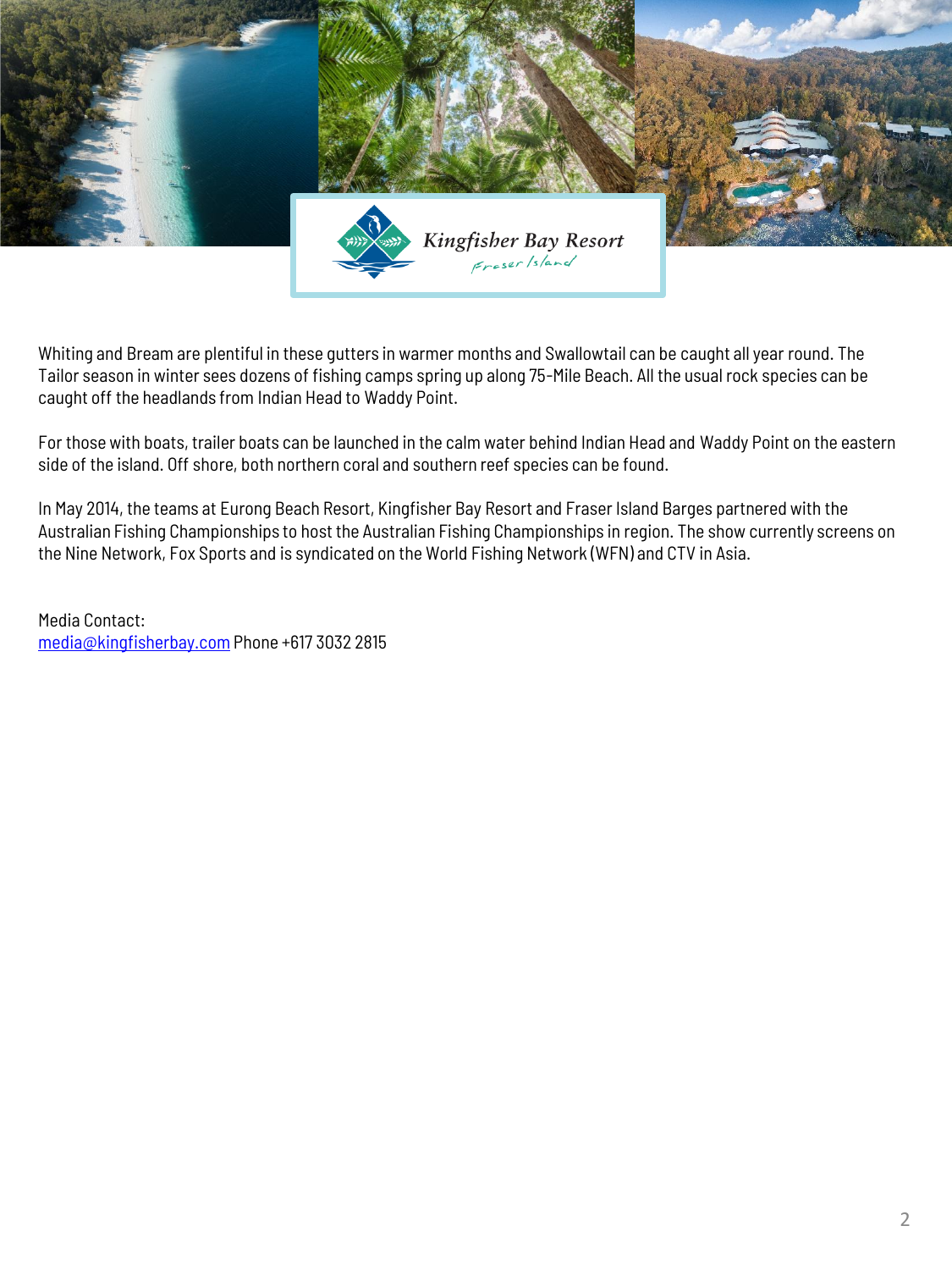Whiting and Bream are plentiful in these gutters in warmer months and Swallowtail can be caught all year round. The Tailor season in winter sees dozens of fishing camps spring up along 75-Mile Beach. All the usual rock species can be caught off the headlands from Indian Head to Waddy Point.

For those with boats, trailer boats can be launched in the calm water behind Indian Head and Waddy Point on the eastern side of the island. Off shore, both northern coral and southern reef species can be found.

In May 2014, the teams at Eurong Beach Resort, Kingfisher Bay Resort and Fraser Island Barges partnered with the Australian Fishing Championships to host the Australian Fishing Championships in region. The show currently screens on the Nine Network, Fox Sports and is syndicated on the World Fishing Network (WFN) and CTV in Asia.

Media Contact:
[media@kingfisherbay.com](mailto:media@kingfisherbay.com) Phone +617 3032 2815